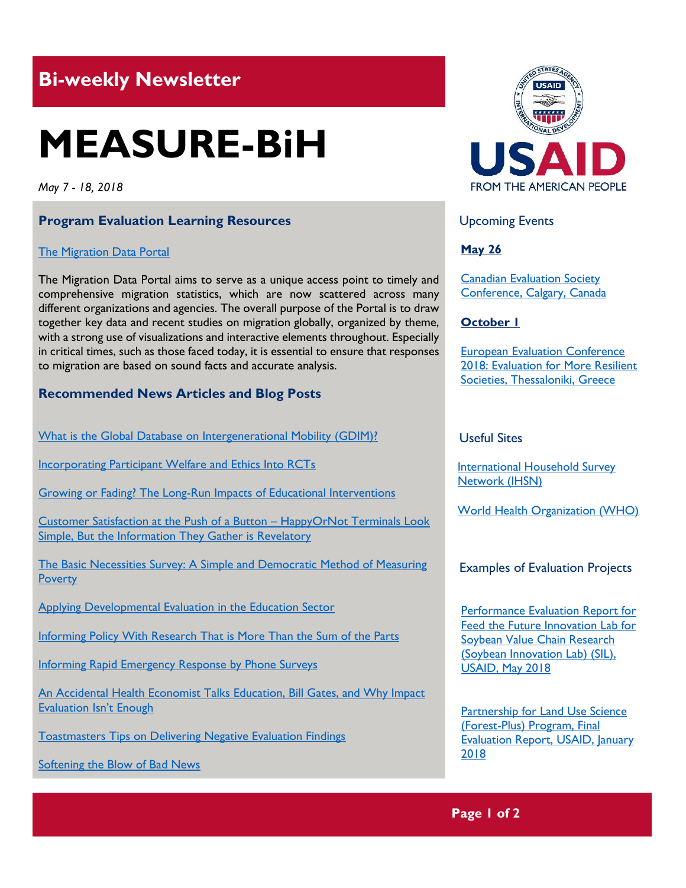## Bi-weekly Newsletter

# MEASURE-BiH

*May 7 - 18, 2018*

### Program Evaluation Learning Resources

The Migration Data Portal

The Migration Data Portal aims to serve as a unique access point to timely and comprehensive migration statistics, which are now scattered across many different organizations and agencies. The overall purpose of the Portal is to draw together key data and recent studies on migration globally, organized by theme, with a strong use of visualizations and interactive elements throughout. Especially in critical times, such as those faced today, it is essential to ensure that responses to migration are based on sound facts and accurate analysis.

### Recommended News Articles and Blog Posts

What is the Global Database on Intergenerational Mobility (GDIM)?

Incorporating Participant Welfare and Ethics Into RCTs

Growing or Fading? The Long-Run Impacts of Educational Interventions

Customer Satisfaction at the Push of a Button – HappyOrNot Terminals Look Simple, But the Information They Gather is Revelatory

The Basic Necessities Survey: A Simple and Democratic Method of Measuring Poverty

Applying Developmental Evaluation in the Education Sector

Informing Policy With Research That is More Than the Sum of the Parts

Informing Rapid Emergency Response by Phone Surveys

An Accidental Health Economist Talks Education, Bill Gates, and Why Impact Evaluation Isn't Enough

Toastmasters Tips on Delivering Negative Evaluation Findings

Softening the Blow of Bad News

USAID FROM THE AMERICAN PEOPLE

### Upcoming Events

**May 26**

Canadian Evaluation Society Conference, Calgary, Canada

**October 1**

European Evaluation Conference 2018: Evaluation for More Resilient Societies, Thessaloniki, Greece

### Useful Sites

International Household Survey Network (IHSN)

World Health Organization (WHO)

### Examples of Evaluation Projects

Performance Evaluation Report for Feed the Future Innovation Lab for Soybean Value Chain Research (Soybean Innovation Lab) (SIL), USAID, May 2018

Partnership for Land Use Science (Forest-Plus) Program, Final Evaluation Report, USAID, January 2018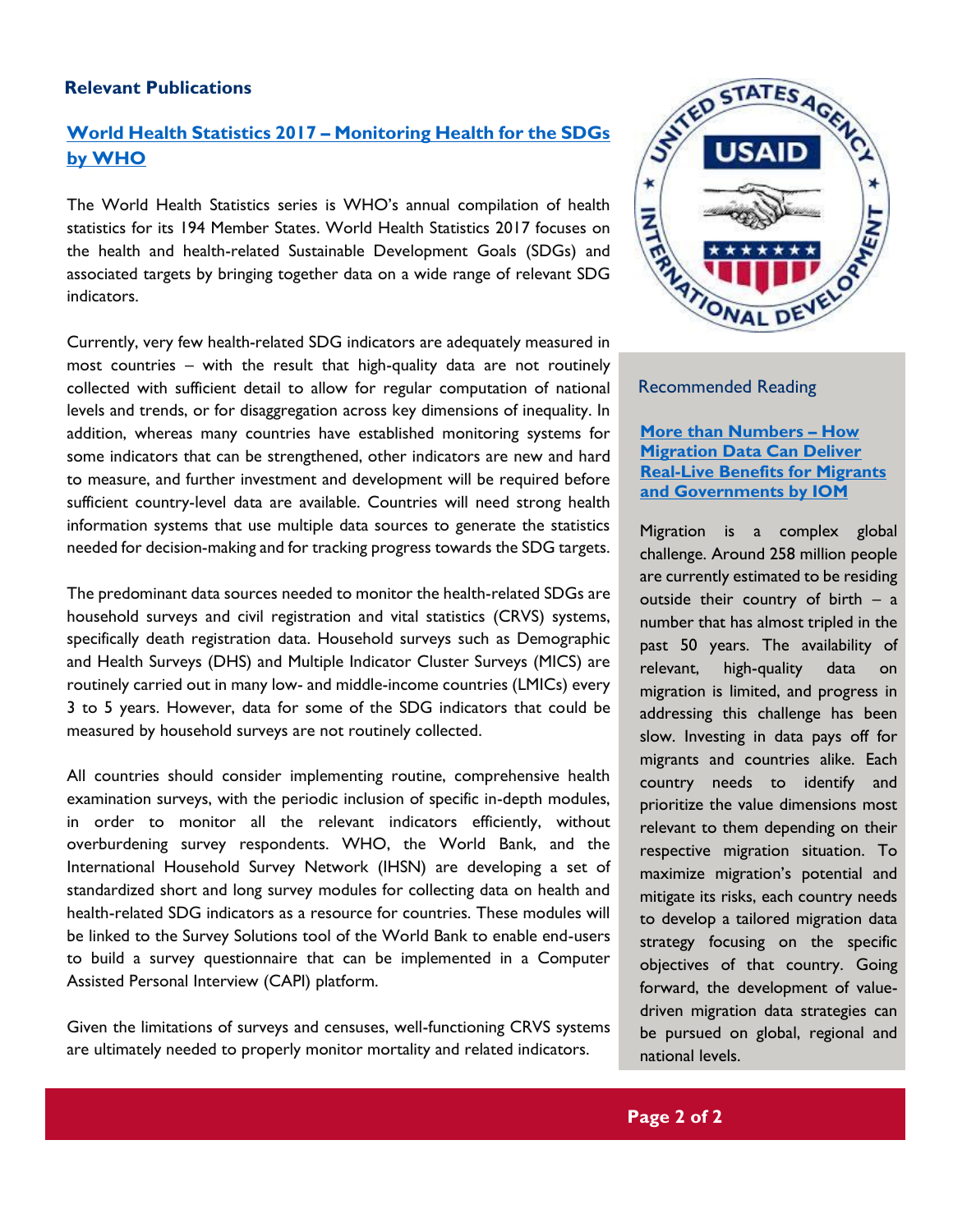### Relevant Publications

### World Health Statistics 2017 – Monitoring Health for the SDGs by WHO

The World Health Statistics series is WHO's annual compilation of health statistics for its 194 Member States. World Health Statistics 2017 focuses on the health and health-related Sustainable Development Goals (SDGs) and associated targets by bringing together data on a wide range of relevant SDG indicators.

Currently, very few health-related SDG indicators are adequately measured in most countries – with the result that high-quality data are not routinely collected with sufficient detail to allow for regular computation of national levels and trends, or for disaggregation across key dimensions of inequality. In addition, whereas many countries have established monitoring systems for some indicators that can be strengthened, other indicators are new and hard to measure, and further investment and development will be required before sufficient country-level data are available. Countries will need strong health information systems that use multiple data sources to generate the statistics needed for decision-making and for tracking progress towards the SDG targets.

The predominant data sources needed to monitor the health-related SDGs are household surveys and civil registration and vital statistics (CRVS) systems, specifically death registration data. Household surveys such as Demographic and Health Surveys (DHS) and Multiple Indicator Cluster Surveys (MICS) are routinely carried out in many low- and middle-income countries (LMICs) every 3 to 5 years. However, data for some of the SDG indicators that could be measured by household surveys are not routinely collected.

All countries should consider implementing routine, comprehensive health examination surveys, with the periodic inclusion of specific in-depth modules, in order to monitor all the relevant indicators efficiently, without overburdening survey respondents. WHO, the World Bank, and the International Household Survey Network (IHSN) are developing a set of standardized short and long survey modules for collecting data on health and health-related SDG indicators as a resource for countries. These modules will be linked to the Survey Solutions tool of the World Bank to enable end-users to build a survey questionnaire that can be implemented in a Computer Assisted Personal Interview (CAPI) platform.

Given the limitations of surveys and censuses, well-functioning CRVS systems are ultimately needed to properly monitor mortality and related indicators.

### Recommended Reading

**More than Numbers – How Migration Data Can Deliver Real-Live Benefits for Migrants and Governments by IOM**

Migration is a complex global challenge. Around 258 million people are currently estimated to be residing outside their country of birth – a number that has almost tripled in the past 50 years. The availability of relevant, high-quality data on migration is limited, and progress in addressing this challenge has been slow. Investing in data pays off for migrants and countries alike. Each country needs to identify and prioritize the value dimensions most relevant to them depending on their respective migration situation. To maximize migration's potential and mitigate its risks, each country needs to develop a tailored migration data strategy focusing on the specific objectives of that country. Going forward, the development of value-driven migration data strategies can be pursued on global, regional and national levels.